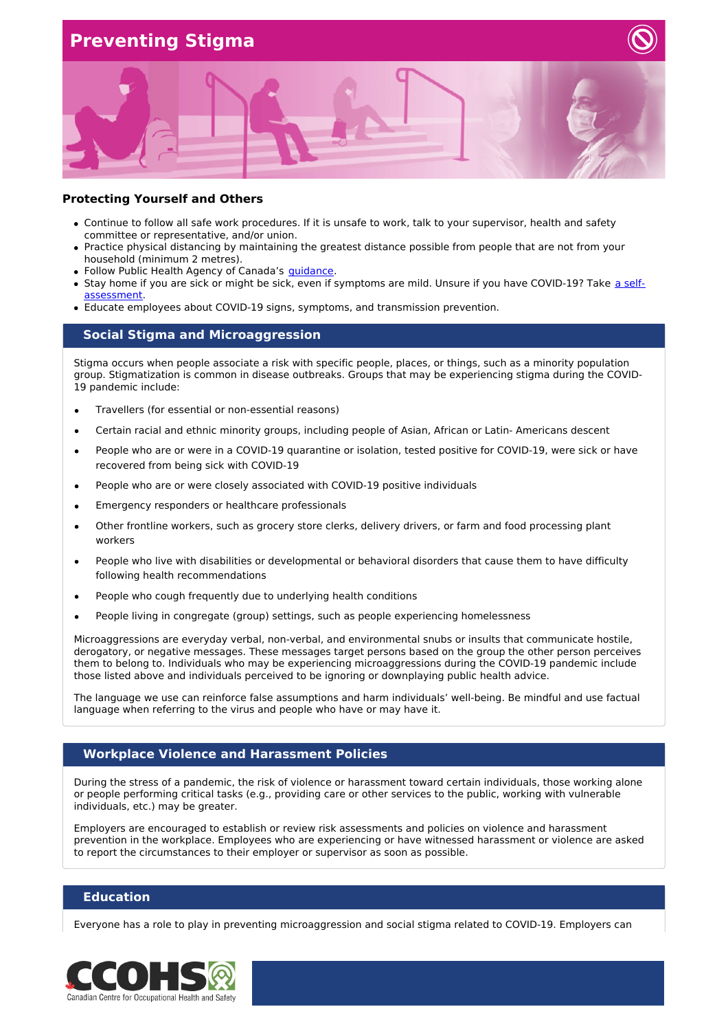# Preventing Stigma

## Protecting Yourself and Others

- Continue to follow all safe work procedures. If it is unsafe to work, talk to your supervisor, health and safety committee or representative, and/or union.
- Practice physical distancing by maintaining the greatest distance possible from people that are not from your household (minimum 2 metres).
- Follow Public Health Agency of Canada's guidance.
- Stay home if you are sick or might be sick, even if symptoms are mild. Unsure if you have COVID-19? Take a self-assessment.
- Educate employees about COVID-19 signs, symptoms, and transmission prevention.

## Social Stigma and Microaggression

Stigma occurs when people associate a risk with specific people, places, or things, such as a minority population group. Stigmatization is common in disease outbreaks. Groups that may be experiencing stigma during the COVID-19 pandemic include:

- Travellers (for essential or non-essential reasons)
- Certain racial and ethnic minority groups, including people of Asian, African or Latin- Americans descent
- People who are or were in a COVID-19 quarantine or isolation, tested positive for COVID-19, were sick or have recovered from being sick with COVID-19
- People who are or were closely associated with COVID-19 positive individuals
- Emergency responders or healthcare professionals
- Other frontline workers, such as grocery store clerks, delivery drivers, or farm and food processing plant workers
- People who live with disabilities or developmental or behavioral disorders that cause them to have difficulty following health recommendations
- People who cough frequently due to underlying health conditions
- People living in congregate (group) settings, such as people experiencing homelessness

Microaggressions are everyday verbal, non-verbal, and environmental snubs or insults that communicate hostile, derogatory, or negative messages. These messages target persons based on the group the other person perceives them to belong to. Individuals who may be experiencing microaggressions during the COVID-19 pandemic include those listed above and individuals perceived to be ignoring or downplaying public health advice.

The language we use can reinforce false assumptions and harm individuals' well-being. Be mindful and use factual language when referring to the virus and people who have or may have it.

## Workplace Violence and Harassment Policies

During the stress of a pandemic, the risk of violence or harassment toward certain individuals, those working alone or people performing critical tasks (e.g., providing care or other services to the public, working with vulnerable individuals, etc.) may be greater.

Employers are encouraged to establish or review risk assessments and policies on violence and harassment prevention in the workplace. Employees who are experiencing or have witnessed harassment or violence are asked to report the circumstances to their employer or supervisor as soon as possible.

## Education

Everyone has a role to play in preventing microaggression and social stigma related to COVID-19. Employers can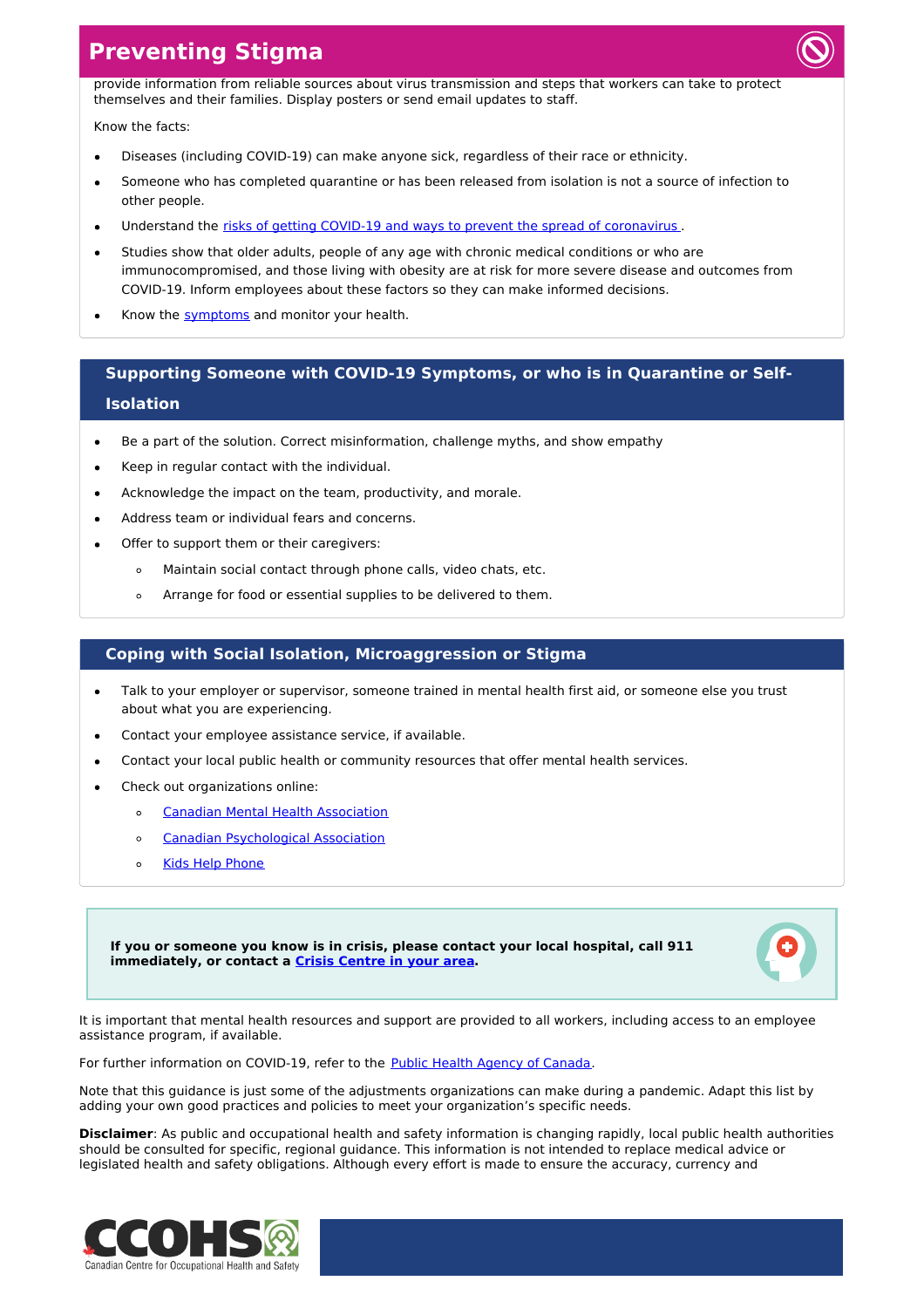## Preventing Stigma

provide information from reliable sources about virus transmission and steps that workers can take to protect themselves and their families. Display posters or send email updates to staff.

Know the facts:

- Diseases (including COVID-19) can make anyone sick, regardless of their race or ethnicity.
- Someone who has completed quarantine or has been released from isolation is not a source of infection to other people.
- Understand the risks of getting COVID-19 and ways to prevent the spread of coronavirus .
- Studies show that older adults, people of any age with chronic medical conditions or who are immunocompromised, and those living with obesity are at risk for more severe disease and outcomes from COVID-19. Inform employees about these factors so they can make informed decisions.
- Know the symptoms and monitor your health.

## Supporting Someone with COVID-19 Symptoms, or who is in Quarantine or Self-Isolation

- Be a part of the solution. Correct misinformation, challenge myths, and show empathy
- Keep in regular contact with the individual.
- Acknowledge the impact on the team, productivity, and morale.
- Address team or individual fears and concerns.
- Offer to support them or their caregivers:
  - Maintain social contact through phone calls, video chats, etc.
  - Arrange for food or essential supplies to be delivered to them.

## Coping with Social Isolation, Microaggression or Stigma

- Talk to your employer or supervisor, someone trained in mental health first aid, or someone else you trust about what you are experiencing.
- Contact your employee assistance service, if available.
- Contact your local public health or community resources that offer mental health services.
- Check out organizations online:
  - Canadian Mental Health Association
  - Canadian Psychological Association
  - Kids Help Phone

**If you or someone you know is in crisis, please contact your local hospital, call 911 immediately, or contact a Crisis Centre in your area.**

It is important that mental health resources and support are provided to all workers, including access to an employee assistance program, if available.

For further information on COVID-19, refer to the Public Health Agency of Canada.

Note that this guidance is just some of the adjustments organizations can make during a pandemic. Adapt this list by adding your own good practices and policies to meet your organization's specific needs.

**Disclaimer**: As public and occupational health and safety information is changing rapidly, local public health authorities should be consulted for specific, regional guidance. This information is not intended to replace medical advice or legislated health and safety obligations. Although every effort is made to ensure the accuracy, currency and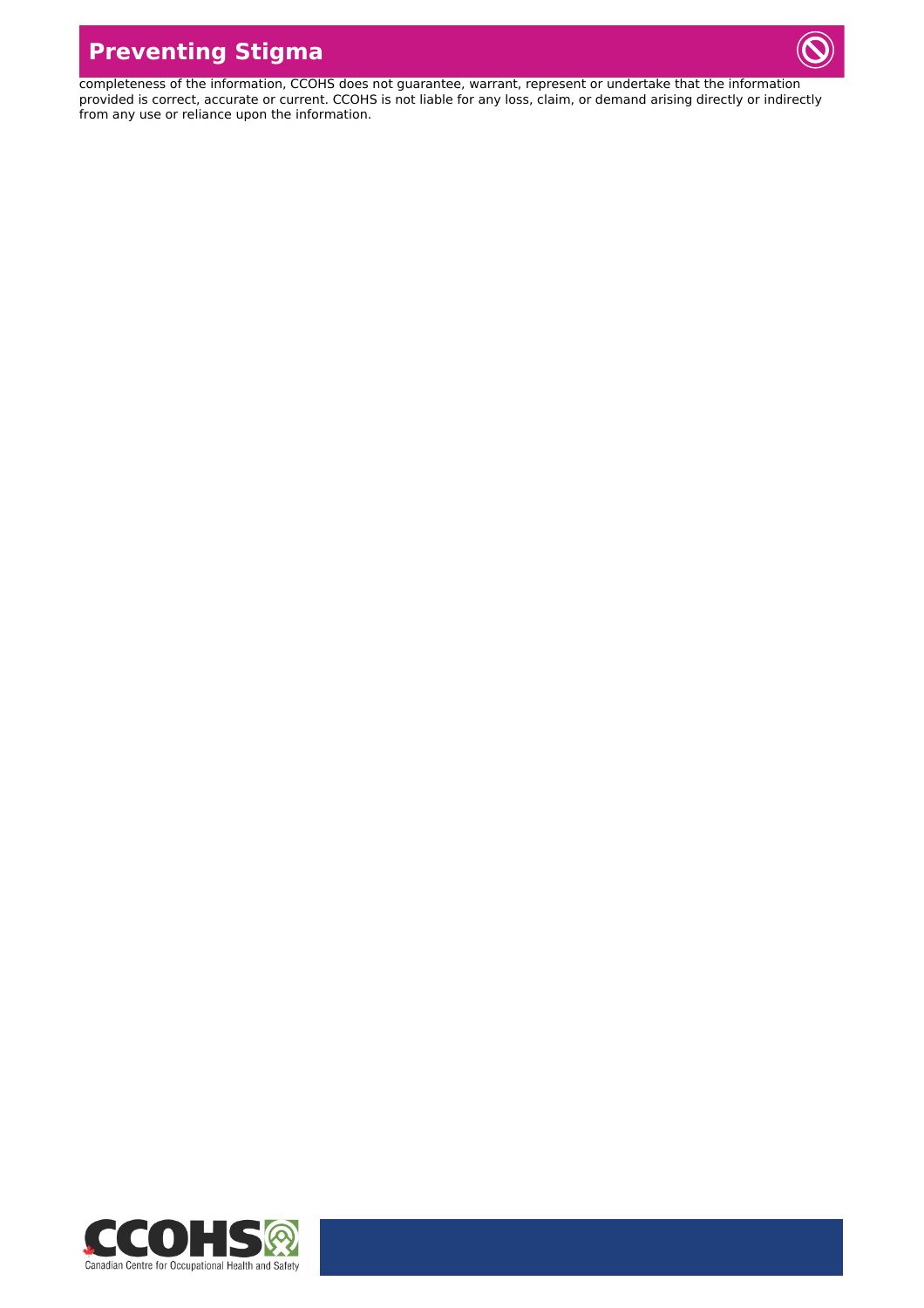completeness of the information, CCOHS does not guarantee, warrant, represent or undertake that the information provided is correct, accurate or current. CCOHS is not liable for any loss, claim, or demand arising directly or indirectly from any use or reliance upon the information.